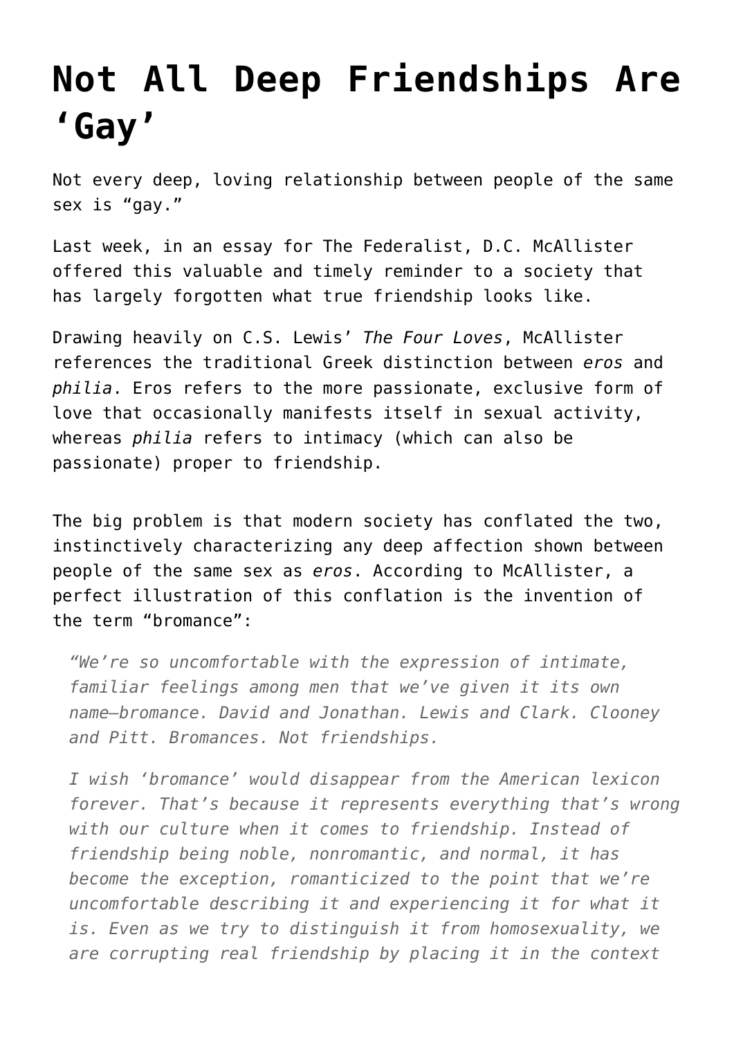# Not All Deep Friendships Are 'Gay'

Not every deep, loving relationship between people of the same sex is "gay."

Last week, in an essay for The Federalist, D.C. McAllister offered this valuable and timely reminder to a society that has largely forgotten what true friendship looks like.

Drawing heavily on C.S. Lewis' *The Four Loves*, McAllister references the traditional Greek distinction between *eros* and *philia*. Eros refers to the more passionate, exclusive form of love that occasionally manifests itself in sexual activity, whereas *philia* refers to intimacy (which can also be passionate) proper to friendship.

The big problem is that modern society has conflated the two, instinctively characterizing any deep affection shown between people of the same sex as *eros*. According to McAllister, a perfect illustration of this conflation is the invention of the term "bromance":

> *"We're so uncomfortable with the expression of intimate, familiar feelings among men that we've given it its own name—bromance. David and Jonathan. Lewis and Clark. Clooney and Pitt. Bromances. Not friendships.*
>
> *I wish 'bromance' would disappear from the American lexicon forever. That's because it represents everything that's wrong with our culture when it comes to friendship. Instead of friendship being noble, nonromantic, and normal, it has become the exception, romanticized to the point that we're uncomfortable describing it and experiencing it for what it is. Even as we try to distinguish it from homosexuality, we are corrupting real friendship by placing it in the context*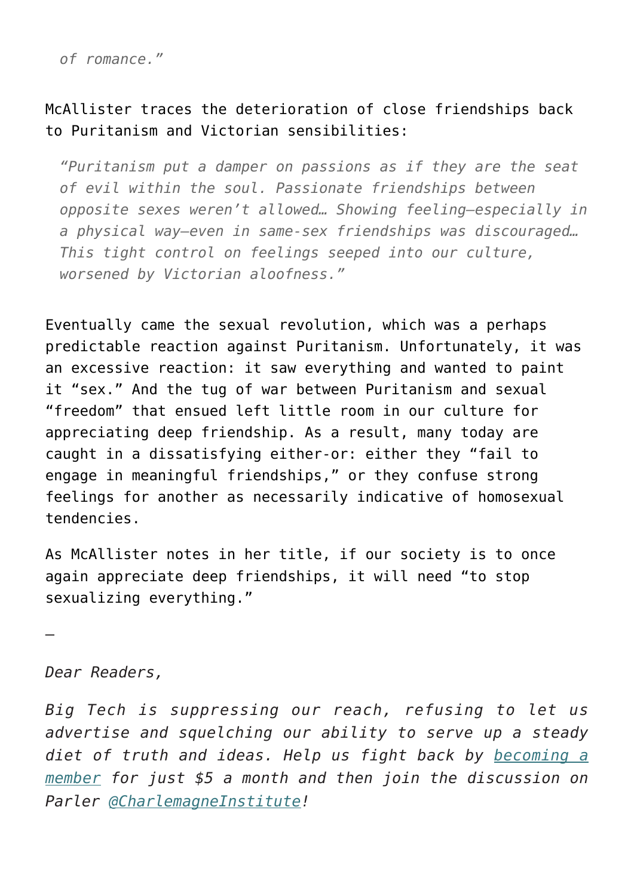> *of romance."*

McAllister traces the deterioration of close friendships back to Puritanism and Victorian sensibilities:

> *"Puritanism put a damper on passions as if they are the seat of evil within the soul. Passionate friendships between opposite sexes weren't allowed… Showing feeling—especially in a physical way—even in same-sex friendships was discouraged… This tight control on feelings seeped into our culture, worsened by Victorian aloofness."*

Eventually came the sexual revolution, which was a perhaps predictable reaction against Puritanism. Unfortunately, it was an excessive reaction: it saw everything and wanted to paint it "sex." And the tug of war between Puritanism and sexual "freedom" that ensued left little room in our culture for appreciating deep friendship. As a result, many today are caught in a dissatisfying either-or: either they "fail to engage in meaningful friendships," or they confuse strong feelings for another as necessarily indicative of homosexual tendencies.

As McAllister notes in her title, if our society is to once again appreciate deep friendships, it will need "to stop sexualizing everything."

—

*Dear Readers,*

*Big Tech is suppressing our reach, refusing to let us advertise and squelching our ability to serve up a steady diet of truth and ideas. Help us fight back by [becoming a member](#) for just $5 a month and then join the discussion on Parler [@CharlemagneInstitute](#)!*